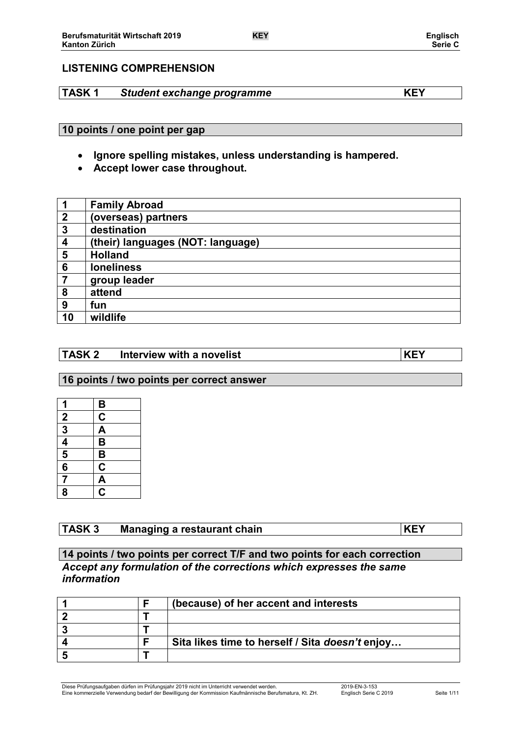## LISTENING COMPREHENSION

### TASK 1 *Student exchange programme* KEY

**10 points / one point per gap**

- **Ignore spelling mistakes, unless understanding is hampered.**
- **Accept lower case throughout.**

| | |
|---|---|
| **1** | **Family Abroad** |
| **2** | **(overseas) partners** |
| **3** | **destination** |
| **4** | **(their) languages (NOT: language)** |
| **5** | **Holland** |
| **6** | **loneliness** |
| **7** | **group leader** |
| **8** | **attend** |
| **9** | **fun** |
| **10** | **wildlife** |

### TASK 2 Interview with a novelist KEY

**16 points / two points per correct answer**

| | |
|---|---|
| **1** | **B** |
| **2** | **C** |
| **3** | **A** |
| **4** | **B** |
| **5** | **B** |
| **6** | **C** |
| **7** | **A** |
| **8** | **C** |

### TASK 3 Managing a restaurant chain KEY

**14 points / two points per correct T/F and two points for each correction**

***Accept any formulation of the corrections which expresses the same information***

| | | |
|---|---|---|
| **1** | **F** | **(because) of her accent and interests** |
| **2** | **T** | |
| **3** | **T** | |
| **4** | **F** | **Sita likes time to herself / Sita *doesn't* enjoy…** |
| **5** | **T** | |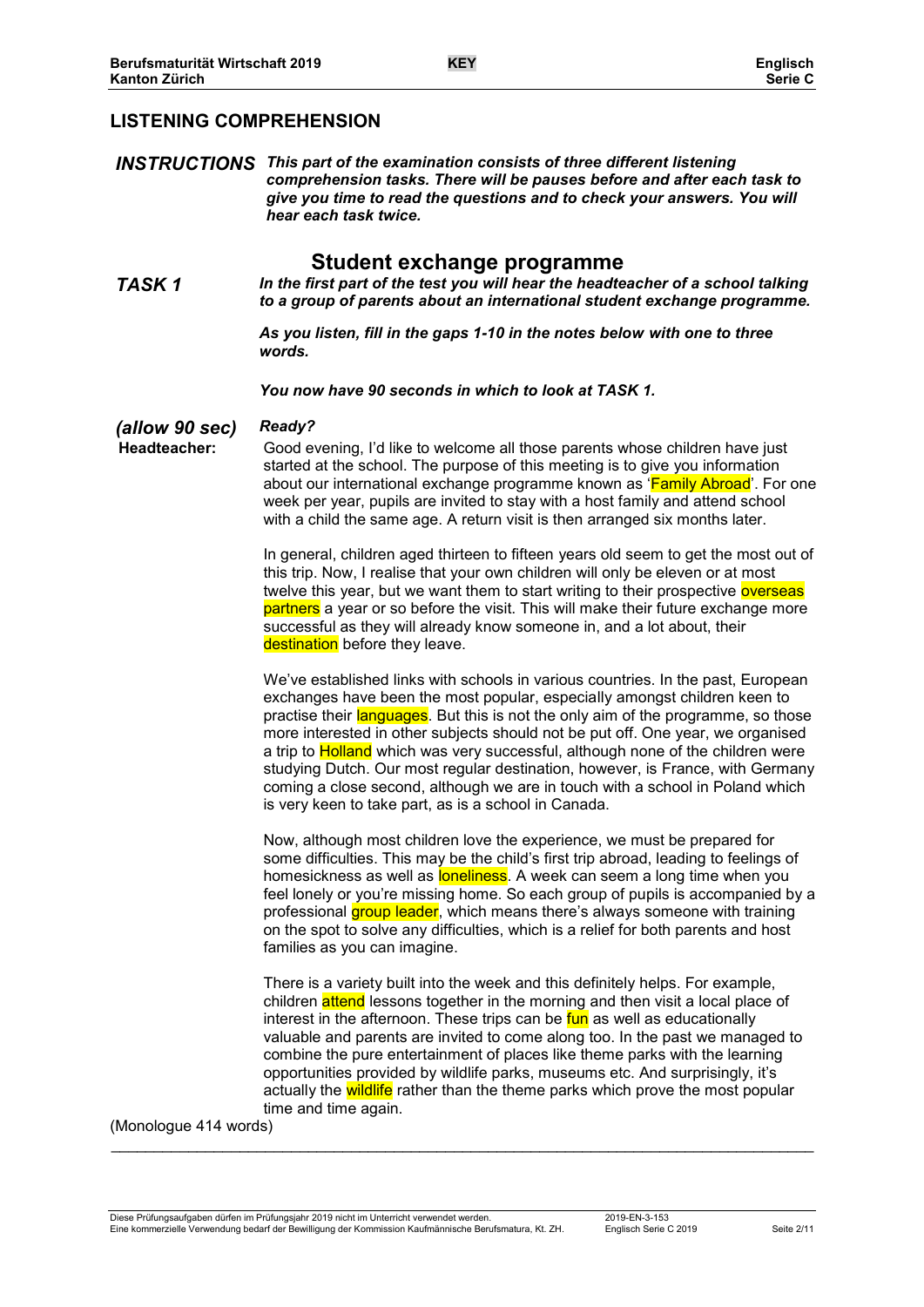## LISTENING COMPREHENSION

***INSTRUCTIONS*** ***This part of the examination consists of three different listening comprehension tasks. There will be pauses before and after each task to give you time to read the questions and to check your answers. You will hear each task twice.***

### Student exchange programme

***TASK 1*** ***In the first part of the test you will hear the headteacher of a school talking to a group of parents about an international student exchange programme.***

***As you listen, fill in the gaps 1-10 in the notes below with one to three words.***

***You now have 90 seconds in which to look at TASK 1.***

***(allow 90 sec)*** ***Ready?***

**Headteacher:** Good evening, I'd like to welcome all those parents whose children have just started at the school. The purpose of this meeting is to give you information about our international exchange programme known as 'Family Abroad'. For one week per year, pupils are invited to stay with a host family and attend school with a child the same age. A return visit is then arranged six months later.

In general, children aged thirteen to fifteen years old seem to get the most out of this trip. Now, I realise that your own children will only be eleven or at most twelve this year, but we want them to start writing to their prospective overseas partners a year or so before the visit. This will make their future exchange more successful as they will already know someone in, and a lot about, their destination before they leave.

We've established links with schools in various countries. In the past, European exchanges have been the most popular, especially amongst children keen to practise their languages. But this is not the only aim of the programme, so those more interested in other subjects should not be put off. One year, we organised a trip to Holland which was very successful, although none of the children were studying Dutch. Our most regular destination, however, is France, with Germany coming a close second, although we are in touch with a school in Poland which is very keen to take part, as is a school in Canada.

Now, although most children love the experience, we must be prepared for some difficulties. This may be the child's first trip abroad, leading to feelings of homesickness as well as loneliness. A week can seem a long time when you feel lonely or you're missing home. So each group of pupils is accompanied by a professional group leader, which means there's always someone with training on the spot to solve any difficulties, which is a relief for both parents and host families as you can imagine.

There is a variety built into the week and this definitely helps. For example, children attend lessons together in the morning and then visit a local place of interest in the afternoon. These trips can be fun as well as educationally valuable and parents are invited to come along too. In the past we managed to combine the pure entertainment of places like theme parks with the learning opportunities provided by wildlife parks, museums etc. And surprisingly, it's actually the wildlife rather than the theme parks which prove the most popular time and time again.

(Monologue 414 words)

---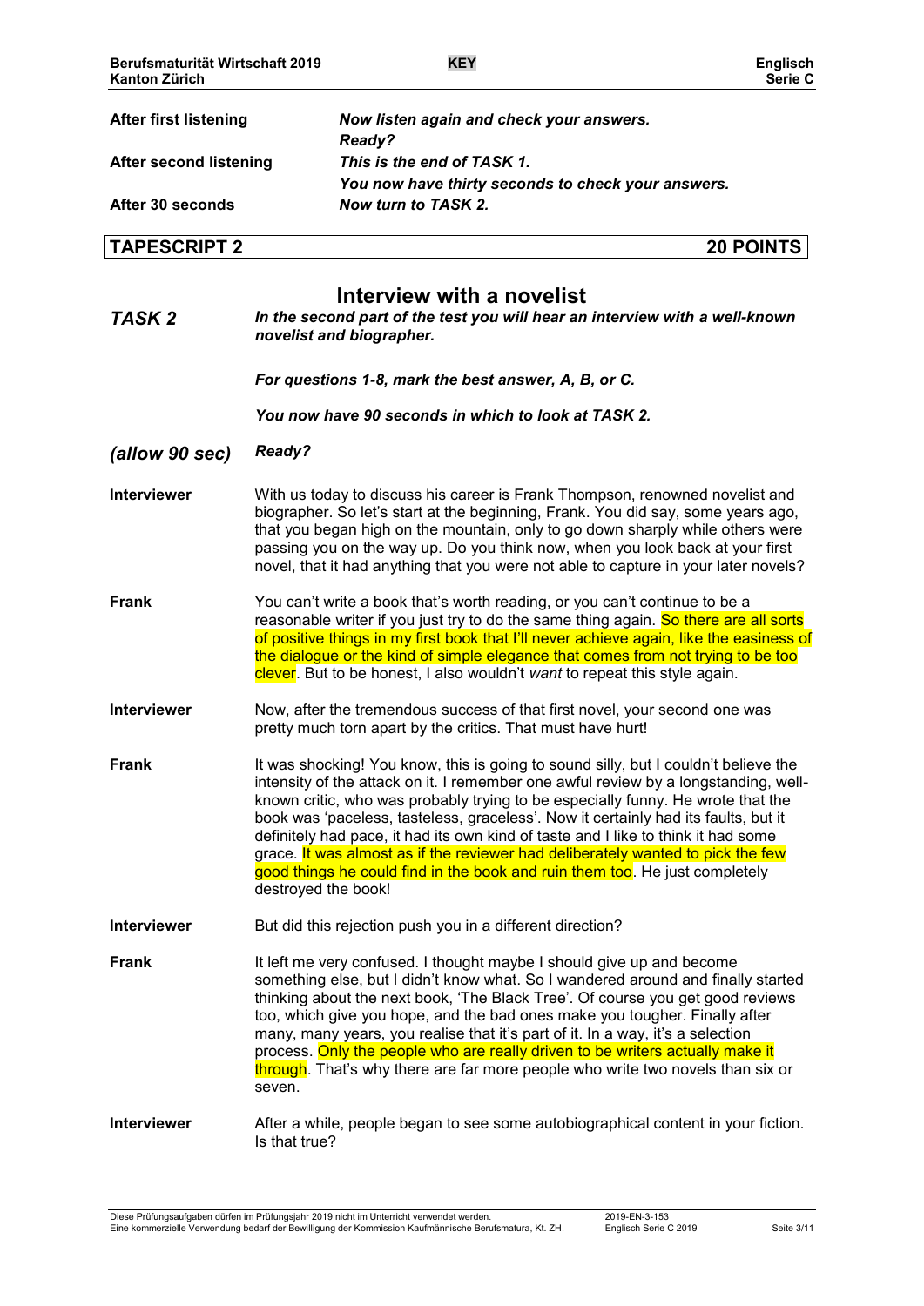| | |
|---|---|
| **After first listening** | ***Now listen again and check your answers.*** ***Ready?*** |
| **After second listening** | ***This is the end of TASK 1.*** ***You now have thirty seconds to check your answers.*** |
| **After 30 seconds** | ***Now turn to TASK 2.*** |

## TAPESCRIPT 2 — 20 POINTS

### Interview with a novelist

***TASK 2*** — ***In the second part of the test you will hear an interview with a well-known novelist and biographer.***

***For questions 1-8, mark the best answer, A, B, or C.***

***You now have 90 seconds in which to look at TASK 2.***

***(allow 90 sec)*** ***Ready?***

**Interviewer** With us today to discuss his career is Frank Thompson, renowned novelist and biographer. So let's start at the beginning, Frank. You did say, some years ago, that you began high on the mountain, only to go down sharply while others were passing you on the way up. Do you think now, when you look back at your first novel, that it had anything that you were not able to capture in your later novels?

**Frank** You can't write a book that's worth reading, or you can't continue to be a reasonable writer if you just try to do the same thing again. So there are all sorts of positive things in my first book that I'll never achieve again, like the easiness of the dialogue or the kind of simple elegance that comes from not trying to be too clever. But to be honest, I also wouldn't *want* to repeat this style again.

**Interviewer** Now, after the tremendous success of that first novel, your second one was pretty much torn apart by the critics. That must have hurt!

**Frank** It was shocking! You know, this is going to sound silly, but I couldn't believe the intensity of the attack on it. I remember one awful review by a longstanding, well-known critic, who was probably trying to be especially funny. He wrote that the book was 'paceless, tasteless, graceless'. Now it certainly had its faults, but it definitely had pace, it had its own kind of taste and I like to think it had some grace. It was almost as if the reviewer had deliberately wanted to pick the few good things he could find in the book and ruin them too. He just completely destroyed the book!

**Interviewer** But did this rejection push you in a different direction?

**Frank** It left me very confused. I thought maybe I should give up and become something else, but I didn't know what. So I wandered around and finally started thinking about the next book, 'The Black Tree'. Of course you get good reviews too, which give you hope, and the bad ones make you tougher. Finally after many, many years, you realise that it's part of it. In a way, it's a selection process. Only the people who are really driven to be writers actually make it through. That's why there are far more people who write two novels than six or seven.

**Interviewer** After a while, people began to see some autobiographical content in your fiction. Is that true?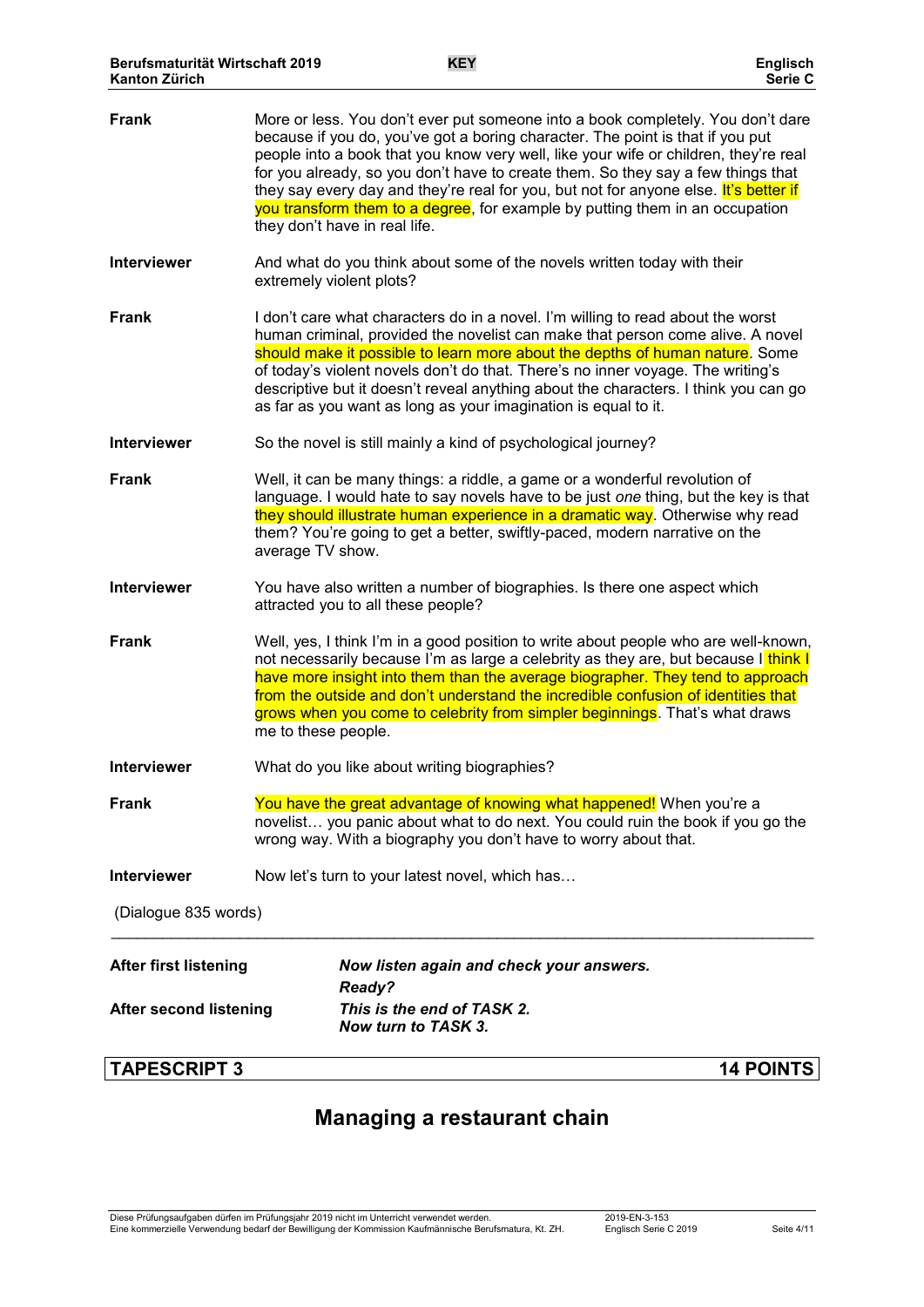**Frank** More or less. You don't ever put someone into a book completely. You don't dare because if you do, you've got a boring character. The point is that if you put people into a book that you know very well, like your wife or children, they're real for you already, so you don't have to create them. So they say a few things that they say every day and they're real for you, but not for anyone else. It's better if you transform them to a degree, for example by putting them in an occupation they don't have in real life.

**Interviewer** And what do you think about some of the novels written today with their extremely violent plots?

**Frank** I don't care what characters do in a novel. I'm willing to read about the worst human criminal, provided the novelist can make that person come alive. A novel should make it possible to learn more about the depths of human nature. Some of today's violent novels don't do that. There's no inner voyage. The writing's descriptive but it doesn't reveal anything about the characters. I think you can go as far as you want as long as your imagination is equal to it.

**Interviewer** So the novel is still mainly a kind of psychological journey?

**Frank** Well, it can be many things: a riddle, a game or a wonderful revolution of language. I would hate to say novels have to be just *one* thing, but the key is that they should illustrate human experience in a dramatic way. Otherwise why read them? You're going to get a better, swiftly-paced, modern narrative on the average TV show.

**Interviewer** You have also written a number of biographies. Is there one aspect which attracted you to all these people?

**Frank** Well, yes, I think I'm in a good position to write about people who are well-known, not necessarily because I'm as large a celebrity as they are, but because I think I have more insight into them than the average biographer. They tend to approach from the outside and don't understand the incredible confusion of identities that grows when you come to celebrity from simpler beginnings. That's what draws me to these people.

**Interviewer** What do you like about writing biographies?

**Frank** You have the great advantage of knowing what happened! When you're a novelist… you panic about what to do next. You could ruin the book if you go the wrong way. With a biography you don't have to worry about that.

**Interviewer** Now let's turn to your latest novel, which has…

(Dialogue 835 words)

---

**After first listening** ***Now listen again and check your answers.***
***Ready?***

**After second listening** ***This is the end of TASK 2.***
***Now turn to TASK 3.***

## TAPESCRIPT 3 — 14 POINTS

# Managing a restaurant chain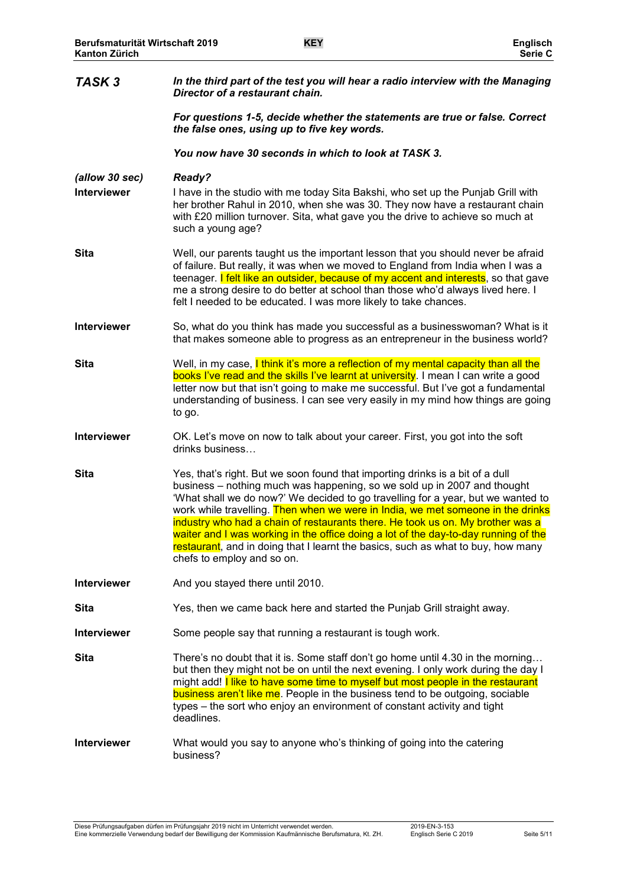## TASK 3

***In the third part of the test you will hear a radio interview with the Managing Director of a restaurant chain.***

***For questions 1-5, decide whether the statements are true or false. Correct the false ones, using up to five key words.***

***You now have 30 seconds in which to look at TASK 3.***

***(allow 30 sec)*** ***Ready?***

**Interviewer**
I have in the studio with me today Sita Bakshi, who set up the Punjab Grill with her brother Rahul in 2010, when she was 30. They now have a restaurant chain with £20 million turnover. Sita, what gave you the drive to achieve so much at such a young age?

**Sita**
Well, our parents taught us the important lesson that you should never be afraid of failure. But really, it was when we moved to England from India when I was a teenager. I felt like an outsider, because of my accent and interests, so that gave me a strong desire to do better at school than those who'd always lived here. I felt I needed to be educated. I was more likely to take chances.

**Interviewer**
So, what do you think has made you successful as a businesswoman? What is it that makes someone able to progress as an entrepreneur in the business world?

**Sita**
Well, in my case, I think it's more a reflection of my mental capacity than all the books I've read and the skills I've learnt at university. I mean I can write a good letter now but that isn't going to make me successful. But I've got a fundamental understanding of business. I can see very easily in my mind how things are going to go.

**Interviewer**
OK. Let's move on now to talk about your career. First, you got into the soft drinks business…

**Sita**
Yes, that's right. But we soon found that importing drinks is a bit of a dull business – nothing much was happening, so we sold up in 2007 and thought 'What shall we do now?' We decided to go travelling for a year, but we wanted to work while travelling. Then when we were in India, we met someone in the drinks industry who had a chain of restaurants there. He took us on. My brother was a waiter and I was working in the office doing a lot of the day-to-day running of the restaurant, and in doing that I learnt the basics, such as what to buy, how many chefs to employ and so on.

**Interviewer**
And you stayed there until 2010.

**Sita**
Yes, then we came back here and started the Punjab Grill straight away.

**Interviewer**
Some people say that running a restaurant is tough work.

**Sita**
There's no doubt that it is. Some staff don't go home until 4.30 in the morning… but then they might not be on until the next evening. I only work during the day I might add! I like to have some time to myself but most people in the restaurant business aren't like me. People in the business tend to be outgoing, sociable types – the sort who enjoy an environment of constant activity and tight deadlines.

**Interviewer**
What would you say to anyone who's thinking of going into the catering business?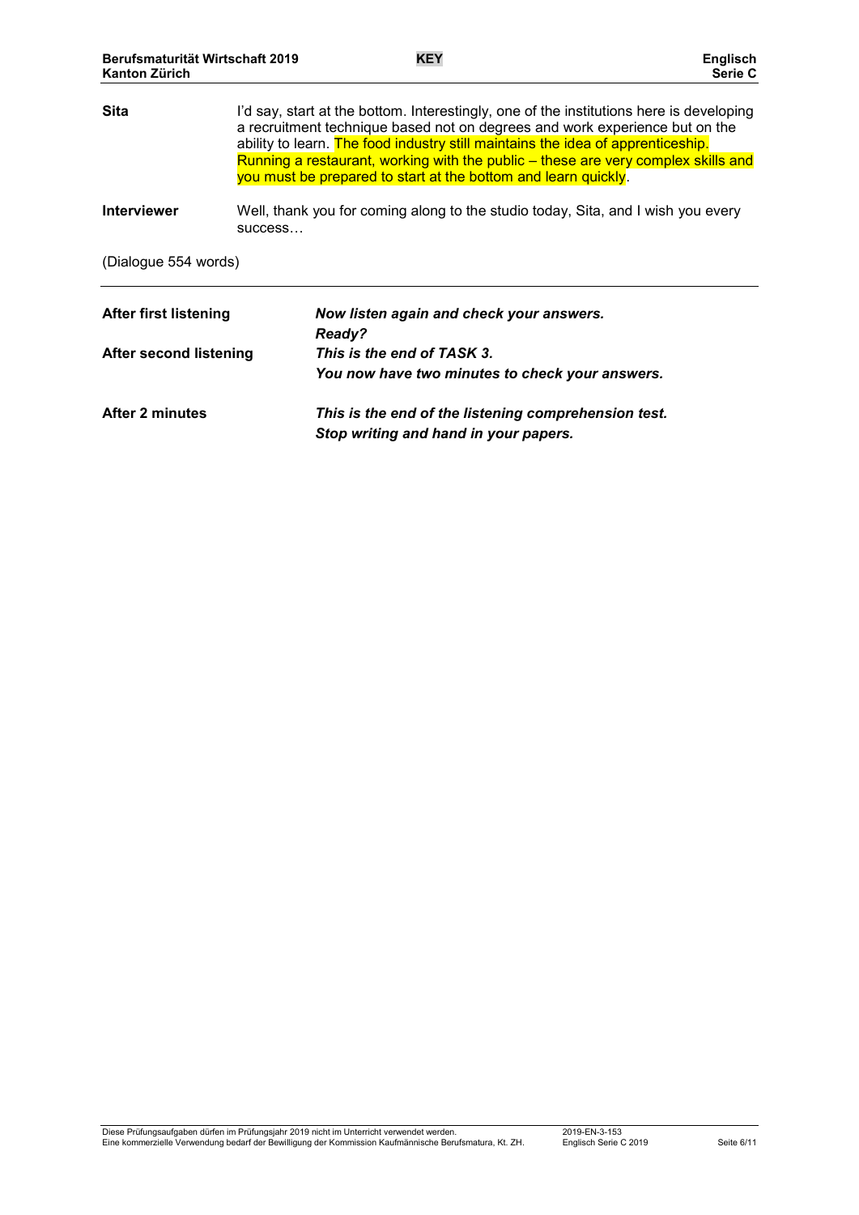| | |
|---|---|
| **Sita** | I'd say, start at the bottom. Interestingly, one of the institutions here is developing a recruitment technique based not on degrees and work experience but on the ability to learn. The food industry still maintains the idea of apprenticeship. Running a restaurant, working with the public – these are very complex skills and you must be prepared to start at the bottom and learn quickly. |
| **Interviewer** | Well, thank you for coming along to the studio today, Sita, and I wish you every success… |

(Dialogue 554 words)

---

| | |
|---|---|
| **After first listening** | ***Now listen again and check your answers.*** <br> ***Ready?*** |
| **After second listening** | ***This is the end of TASK 3.*** <br> ***You now have two minutes to check your answers.*** |
| **After 2 minutes** | ***This is the end of the listening comprehension test.*** <br> ***Stop writing and hand in your papers.*** |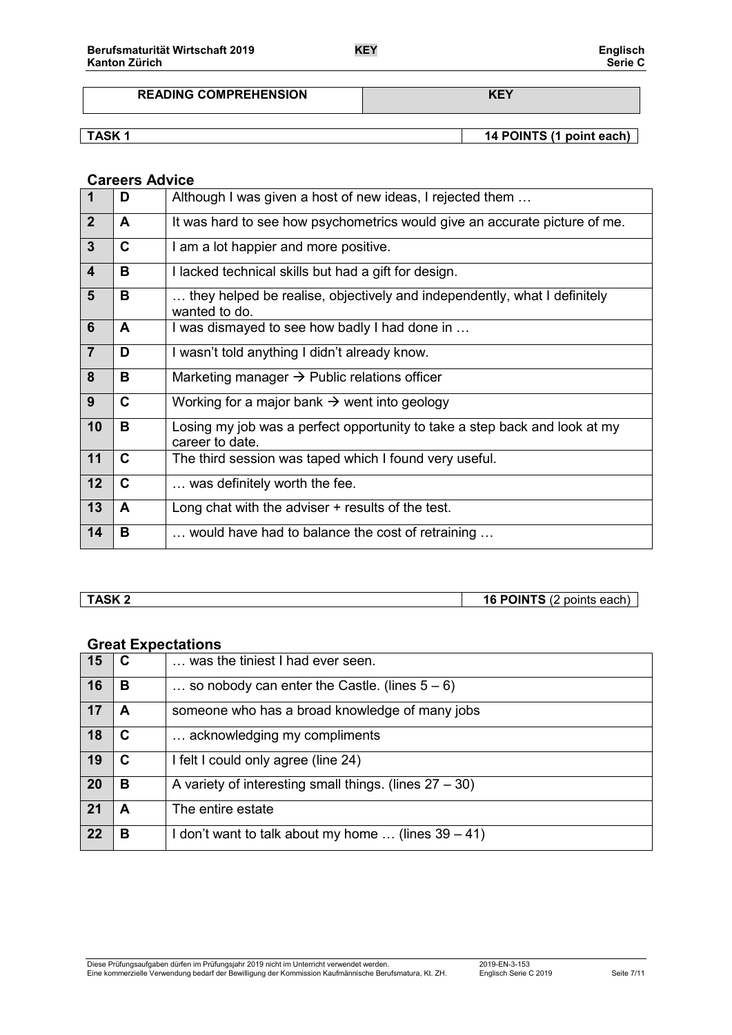| READING COMPREHENSION | KEY |
|---|---|

| TASK 1 | 14 POINTS (1 point each) |
|---|---|

## Careers Advice

| | | |
|---|---|---|
| 1 | D | Although I was given a host of new ideas, I rejected them … |
| 2 | A | It was hard to see how psychometrics would give an accurate picture of me. |
| 3 | C | I am a lot happier and more positive. |
| 4 | B | I lacked technical skills but had a gift for design. |
| 5 | B | … they helped be realise, objectively and independently, what I definitely wanted to do. |
| 6 | A | I was dismayed to see how badly I had done in … |
| 7 | D | I wasn't told anything I didn't already know. |
| 8 | B | Marketing manager → Public relations officer |
| 9 | C | Working for a major bank → went into geology |
| 10 | B | Losing my job was a perfect opportunity to take a step back and look at my career to date. |
| 11 | C | The third session was taped which I found very useful. |
| 12 | C | … was definitely worth the fee. |
| 13 | A | Long chat with the adviser + results of the test. |
| 14 | B | … would have had to balance the cost of retraining … |

| TASK 2 | 16 POINTS (2 points each) |
|---|---|

## Great Expectations

| | | |
|---|---|---|
| 15 | C | … was the tiniest I had ever seen. |
| 16 | B | … so nobody can enter the Castle. (lines 5 – 6) |
| 17 | A | someone who has a broad knowledge of many jobs |
| 18 | C | … acknowledging my compliments |
| 19 | C | I felt I could only agree (line 24) |
| 20 | B | A variety of interesting small things. (lines 27 – 30) |
| 21 | A | The entire estate |
| 22 | B | I don't want to talk about my home … (lines 39 – 41) |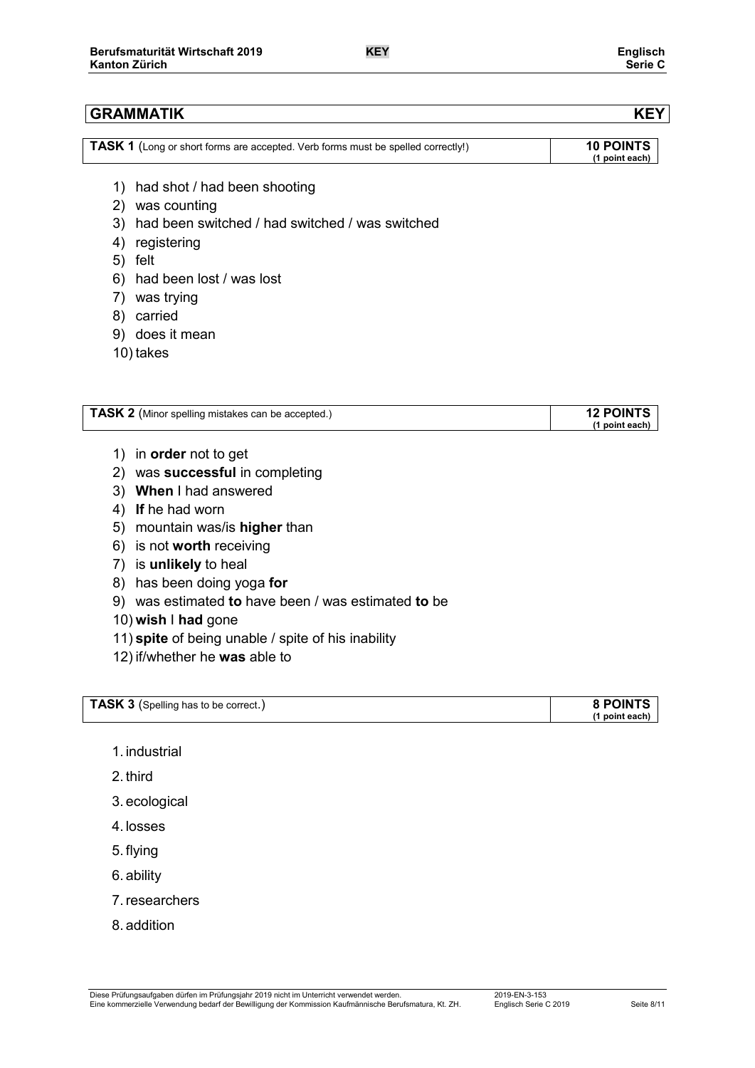## GRAMMATIK — KEY

**TASK 1** (Long or short forms are accepted. Verb forms must be spelled correctly!) — **10 POINTS (1 point each)**

1) had shot / had been shooting
2) was counting
3) had been switched / had switched / was switched
4) registering
5) felt
6) had been lost / was lost
7) was trying
8) carried
9) does it mean
10) takes

**TASK 2** (Minor spelling mistakes can be accepted.) — **12 POINTS (1 point each)**

1) in **order** not to get
2) was **successful** in completing
3) **When** I had answered
4) **If** he had worn
5) mountain was/is **higher** than
6) is not **worth** receiving
7) is **unlikely** to heal
8) has been doing yoga **for**
9) was estimated **to** have been / was estimated **to** be
10) **wish** I **had** gone
11) **spite** of being unable / spite of his inability
12) if/whether he **was** able to

**TASK 3** (Spelling has to be correct.) — **8 POINTS (1 point each)**

1. industrial
2. third
3. ecological
4. losses
5. flying
6. ability
7. researchers
8. addition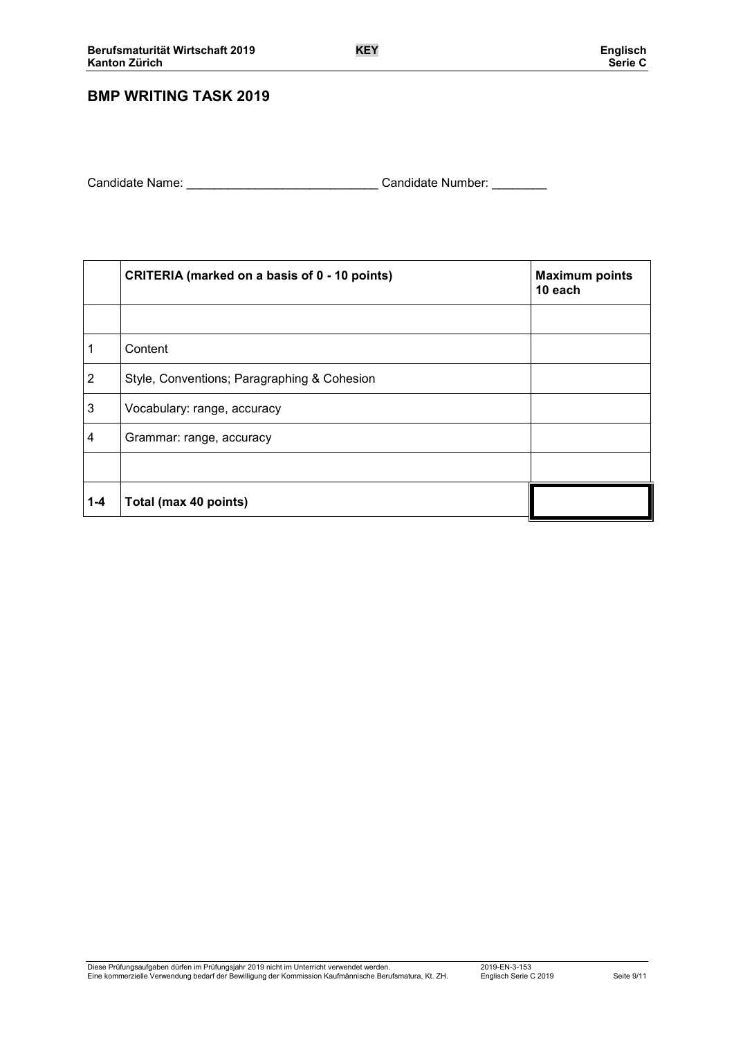## BMP WRITING TASK 2019

Candidate Name: ____________________________ Candidate Number: ________

| | CRITERIA (marked on a basis of 0 - 10 points) | Maximum points 10 each |
|---|---|---|
| | | |
| 1 | Content | |
| 2 | Style, Conventions; Paragraphing & Cohesion | |
| 3 | Vocabulary: range, accuracy | |
| 4 | Grammar: range, accuracy | |
| | | |
| **1-4** | **Total (max 40 points)** | |

Diese Prüfungsaufgaben dürfen im Prüfungsjahr 2019 nicht im Unterricht verwendet werden.
Eine kommerzielle Verwendung bedarf der Bewilligung der Kommission Kaufmännische Berufsmatura, Kt. ZH.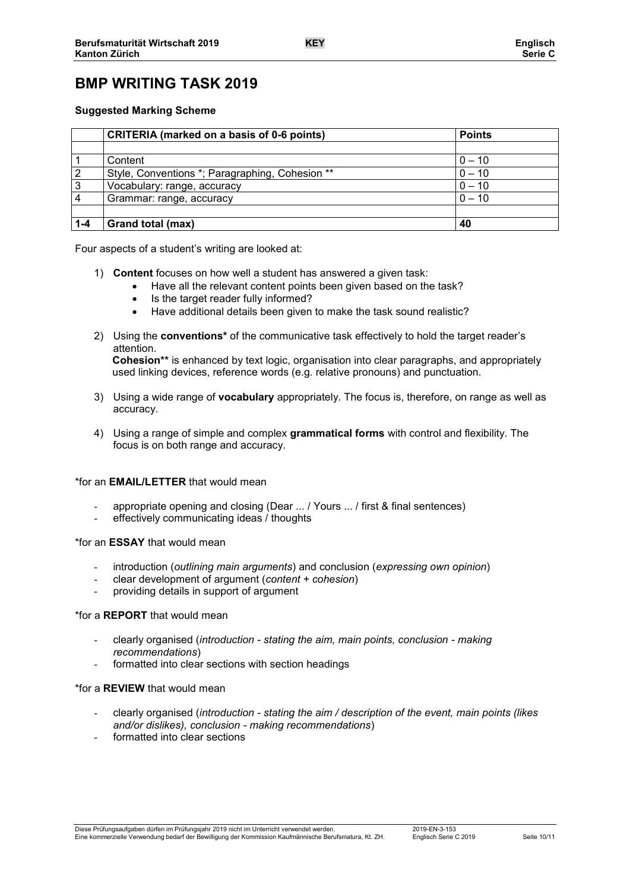# BMP WRITING TASK 2019

**Suggested Marking Scheme**

| | **CRITERIA (marked on a basis of 0-6 points)** | **Points** |
|---|---|---|
| | | |
| 1 | Content | 0 – 10 |
| 2 | Style, Conventions *; Paragraphing, Cohesion ** | 0 – 10 |
| 3 | Vocabulary: range, accuracy | 0 – 10 |
| 4 | Grammar: range, accuracy | 0 – 10 |
| | | |
| **1-4** | **Grand total (max)** | **40** |

Four aspects of a student's writing are looked at:

1) **Content** focuses on how well a student has answered a given task:
   - Have all the relevant content points been given based on the task?
   - Is the target reader fully informed?
   - Have additional details been given to make the task sound realistic?

2) Using the **conventions*** of the communicative task effectively to hold the target reader's attention.
   **Cohesion**** is enhanced by text logic, organisation into clear paragraphs, and appropriately used linking devices, reference words (e.g. relative pronouns) and punctuation.

3) Using a wide range of **vocabulary** appropriately. The focus is, therefore, on range as well as accuracy.

4) Using a range of simple and complex **grammatical forms** with control and flexibility. The focus is on both range and accuracy.

*for an **EMAIL/LETTER** that would mean

- appropriate opening and closing (Dear ... / Yours ... / first & final sentences)
- effectively communicating ideas / thoughts

*for an **ESSAY** that would mean

- introduction (*outlining main arguments*) and conclusion (*expressing own opinion*)
- clear development of argument (*content + cohesion*)
- providing details in support of argument

*for a **REPORT** that would mean

- clearly organised (*introduction - stating the aim, main points, conclusion - making recommendations*)
- formatted into clear sections with section headings

*for a **REVIEW** that would mean

- clearly organised (*introduction - stating the aim / description of the event, main points (likes and/or dislikes), conclusion - making recommendations*)
- formatted into clear sections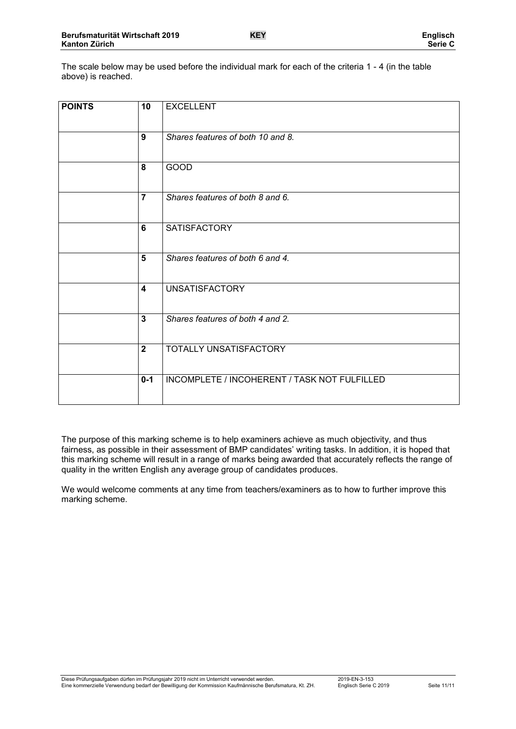The scale below may be used before the individual mark for each of the criteria 1 - 4 (in the table above) is reached.

| POINTS | 10 | EXCELLENT |
|---|---|---|
| | 9 | *Shares features of both 10 and 8.* |
| | 8 | GOOD |
| | 7 | *Shares features of both 8 and 6.* |
| | 6 | SATISFACTORY |
| | 5 | *Shares features of both 6 and 4.* |
| | 4 | UNSATISFACTORY |
| | 3 | *Shares features of both 4 and 2.* |
| | 2 | TOTALLY UNSATISFACTORY |
| | 0-1 | INCOMPLETE / INCOHERENT / TASK NOT FULFILLED |

The purpose of this marking scheme is to help examiners achieve as much objectivity, and thus fairness, as possible in their assessment of BMP candidates' writing tasks. In addition, it is hoped that this marking scheme will result in a range of marks being awarded that accurately reflects the range of quality in the written English any average group of candidates produces.

We would welcome comments at any time from teachers/examiners as to how to further improve this marking scheme.